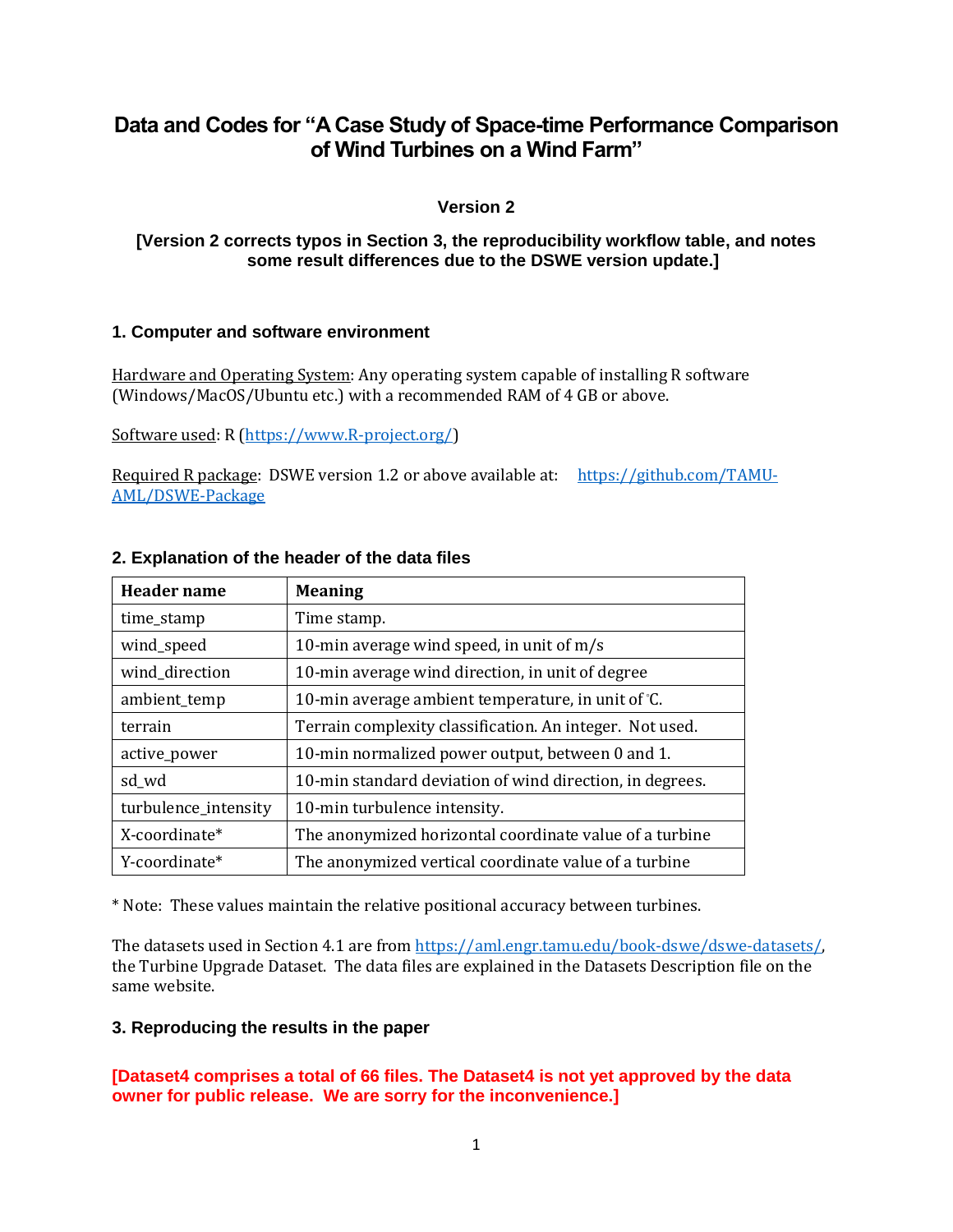# Data and Codes for "A Case Study of Space-time Performance Comparison of Wind Turbines on a Wind Farm"

**Version 2**

**[Version 2 corrects typos in Section 3, the reproducibility workflow table, and notes some result differences due to the DSWE version update.]**

## 1. Computer and software environment

Hardware and Operating System: Any operating system capable of installing R software (Windows/MacOS/Ubuntu etc.) with a recommended RAM of 4 GB or above.

Software used: R (https://www.R-project.org/)

Required R package: DSWE version 1.2 or above available at: https://github.com/TAMU-AML/DSWE-Package

## 2. Explanation of the header of the data files

| Header name | Meaning |
| --- | --- |
| time_stamp | Time stamp. |
| wind_speed | 10-min average wind speed, in unit of m/s |
| wind_direction | 10-min average wind direction, in unit of degree |
| ambient_temp | 10-min average ambient temperature, in unit of °C. |
| terrain | Terrain complexity classification. An integer. Not used. |
| active_power | 10-min normalized power output, between 0 and 1. |
| sd_wd | 10-min standard deviation of wind direction, in degrees. |
| turbulence_intensity | 10-min turbulence intensity. |
| X-coordinate* | The anonymized horizontal coordinate value of a turbine |
| Y-coordinate* | The anonymized vertical coordinate value of a turbine |

* Note: These values maintain the relative positional accuracy between turbines.

The datasets used in Section 4.1 are from https://aml.engr.tamu.edu/book-dswe/dswe-datasets/, the Turbine Upgrade Dataset. The data files are explained in the Datasets Description file on the same website.

## 3. Reproducing the results in the paper

**[Dataset4 comprises a total of 66 files. The Dataset4 is not yet approved by the data owner for public release. We are sorry for the inconvenience.]**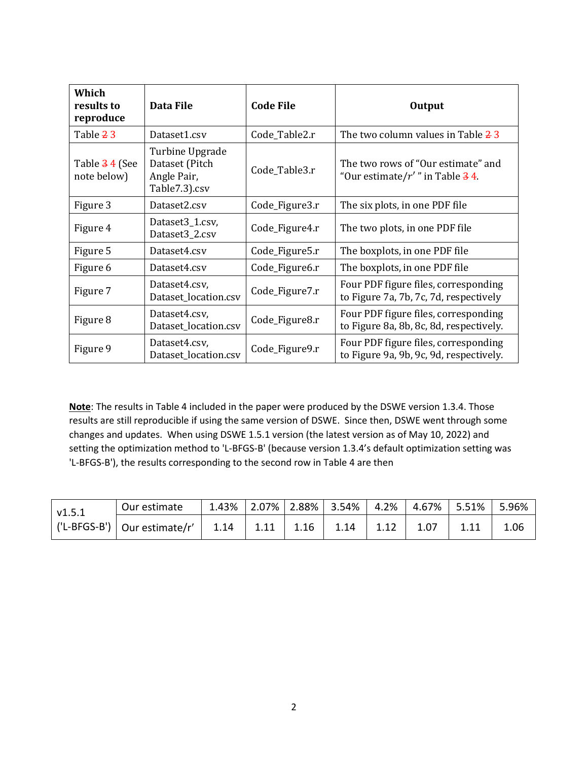| Which results to reproduce | Data File | Code File | Output |
|---|---|---|---|
| Table ~~2~~ 3 | Dataset1.csv | Code_Table2.r | The two column values in Table ~~2~~ 3 |
| Table ~~3~~ 4 (See note below) | Turbine Upgrade Dataset (Pitch Angle Pair, Table7.3).csv | Code_Table3.r | The two rows of "Our estimate" and "Our estimate/$r'$ " in Table ~~3~~ 4. |
| Figure 3 | Dataset2.csv | Code_Figure3.r | The six plots, in one PDF file |
| Figure 4 | Dataset3_1.csv, Dataset3_2.csv | Code_Figure4.r | The two plots, in one PDF file |
| Figure 5 | Dataset4.csv | Code_Figure5.r | The boxplots, in one PDF file |
| Figure 6 | Dataset4.csv | Code_Figure6.r | The boxplots, in one PDF file |
| Figure 7 | Dataset4.csv, Dataset_location.csv | Code_Figure7.r | Four PDF figure files, corresponding to Figure 7a, 7b, 7c, 7d, respectively |
| Figure 8 | Dataset4.csv, Dataset_location.csv | Code_Figure8.r | Four PDF figure files, corresponding to Figure 8a, 8b, 8c, 8d, respectively. |
| Figure 9 | Dataset4.csv, Dataset_location.csv | Code_Figure9.r | Four PDF figure files, corresponding to Figure 9a, 9b, 9c, 9d, respectively. |

**<u>Note</u>**: The results in Table 4 included in the paper were produced by the DSWE version 1.3.4. Those results are still reproducible if using the same version of DSWE. Since then, DSWE went through some changes and updates. When using DSWE 1.5.1 version (the latest version as of May 10, 2022) and setting the optimization method to 'L-BFGS-B' (because version 1.3.4's default optimization setting was 'L-BFGS-B'), the results corresponding to the second row in Table 4 are then

| | | | | | | | | | |
|---|---|---|---|---|---|---|---|---|---|
| v1.5.1 ('L-BFGS-B') | Our estimate | 1.43% | 2.07% | 2.88% | 3.54% | 4.2% | 4.67% | 5.51% | 5.96% |
| | Our estimate/r' | 1.14 | 1.11 | 1.16 | 1.14 | 1.12 | 1.07 | 1.11 | 1.06 |